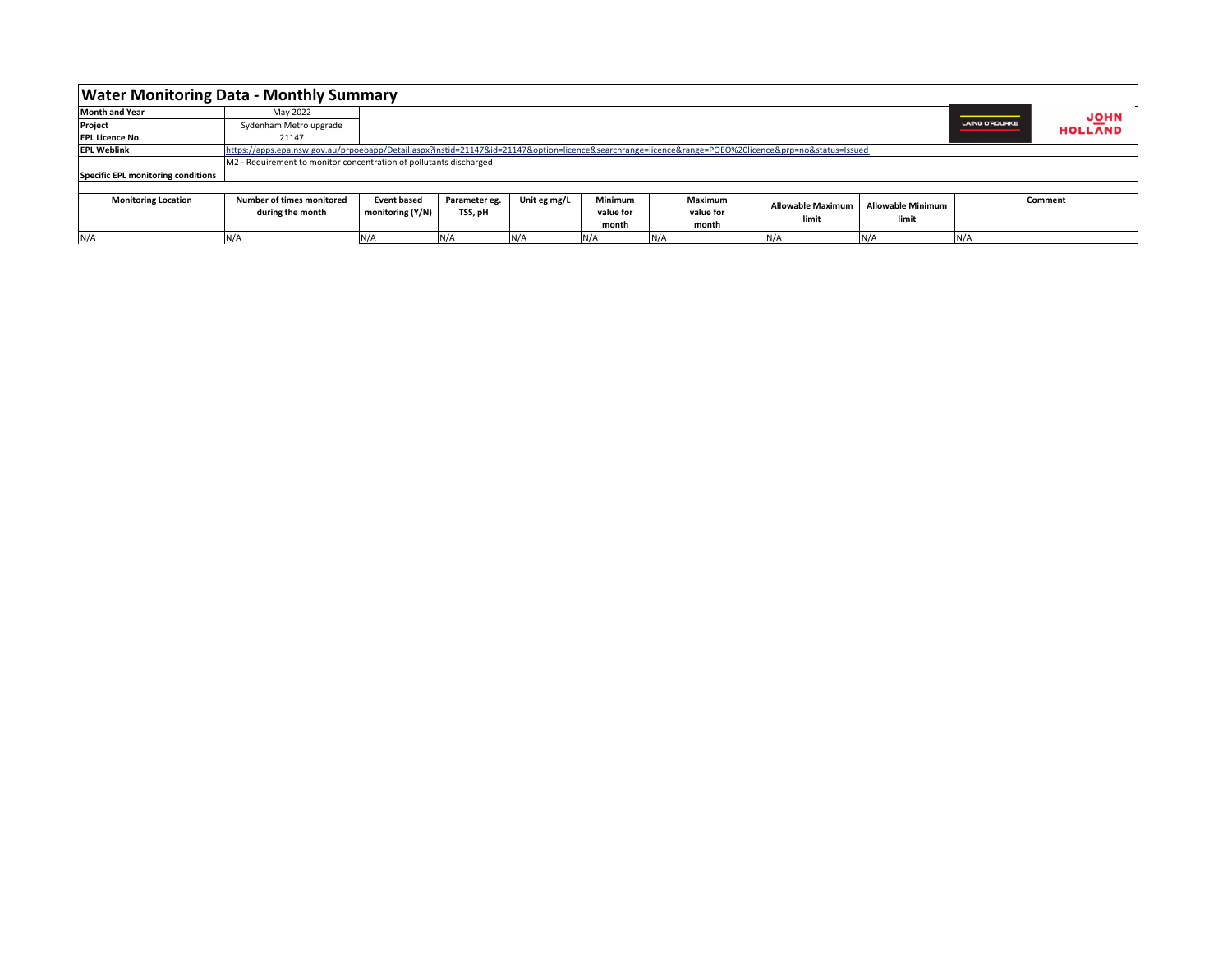# Water Monitoring Data - Monthly Summary

| | |
|---|---|
| **Month and Year** | May 2022 |
| **Project** | Sydenham Metro upgrade |
| **EPL Licence No.** | 21147 |
| **EPL Weblink** | https://apps.epa.nsw.gov.au/prpoeoapp/Detail.aspx?instid=21147&id=21147&option=licence&searchrange=licence&range=POEO%20licence&prp=no&status=Issued |
| **Specific EPL monitoring conditions** | M2 - Requirement to monitor concentration of pollutants discharged |

LAING O'ROURKE JOHN HOLLAND

| Monitoring Location | Number of times monitored during the month | Event based monitoring (Y/N) | Parameter eg. TSS, pH | Unit eg mg/L | Minimum value for month | Maximum value for month | Allowable Maximum limit | Allowable Minimum limit | Comment |
|---|---|---|---|---|---|---|---|---|---|
| N/A | N/A | N/A | N/A | N/A | N/A | N/A | N/A | N/A | N/A |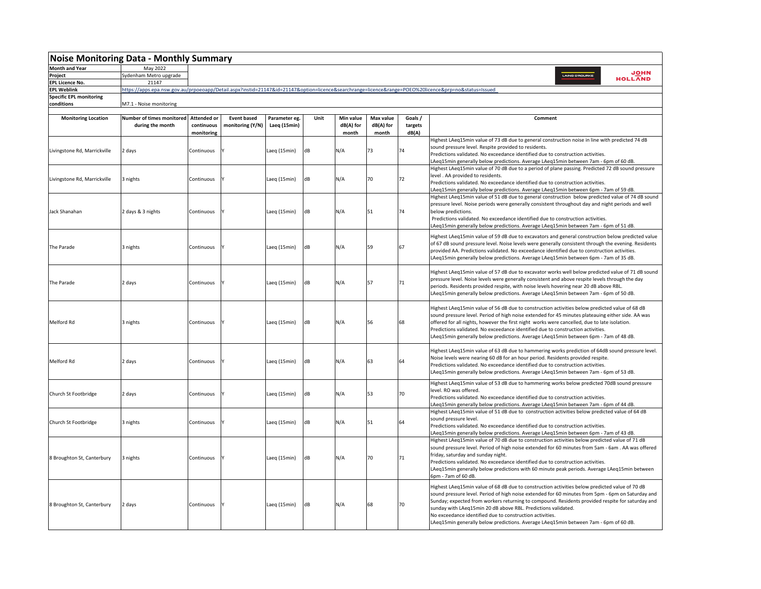## Noise Monitoring Data - Monthly Summary

| | |
|---|---|
| **Month and Year** | May 2022 |
| **Project** | Sydenham Metro upgrade |
| **EPL Licence No.** | 21147 |
| **EPL Weblink** | https://apps.epa.nsw.gov.au/prpoeoapp/Detail.aspx?instid=21147&id=21147&option=licence&searchrange=licence&range=POEO%20licence&prp=no&status=Issued |
| **Specific EPL monitoring conditions** | M7.1 - Noise monitoring |

| Monitoring Location | Number of times monitored during the month | Attended or continuous monitoring | Event based monitoring (Y/N) | Parameter eg. Laeq (15min) | Unit | Min value dB(A) for month | Max value dB(A) for month | Goals / targets dB(A) | Comment |
|---|---|---|---|---|---|---|---|---|---|
| Livingstone Rd, Marrickville | 2 days | Continuous | Y | Laeq (15min) | dB | N/A | 73 | 74 | Highest LAeq15min value of 73 dB due to general construction noise in line with predicted 74 dB sound pressure level. Respite provided to residents. Predictions validated. No exceedance identified due to construction activities. LAeq15min generally below predictions. Average LAeq15min between 7am - 6pm of 60 dB. |
| Livingstone Rd, Marrickville | 3 nights | Continuous | Y | Laeq (15min) | dB | N/A | 70 | 72 | Highest LAeq15min value of 70 dB due to a period of plane passing. Predicted 72 dB sound pressure level . AA provided to residents. Predictions validated. No exceedance identified due to construction activities. LAeq15min generally below predictions. Average LAeq15min between 6pm - 7am of 59 dB. |
| Jack Shanahan | 2 days & 3 nights | Continuous | Y | Laeq (15min) | dB | N/A | 51 | 74 | Highest LAeq15min value of 51 dB due to general construction below predicted value of 74 dB sound pressure level. Noise periods were generally consistent throughout day and night periods and well below predictions. Predictions validated. No exceedance identified due to construction activities. LAeq15min generally below predictions. Average LAeq15min between 7am - 6pm of 51 dB. |
| The Parade | 3 nights | Continuous | Y | Laeq (15min) | dB | N/A | 59 | 67 | Highest LAeq15min value of 59 dB due to excavators and general construction below predicted value of 67 dB sound pressure level. Noise levels were generally consistent through the evening. Residents provided AA. Predictions validated. No exceedance identified due to construction activities. LAeq15min generally below predictions. Average LAeq15min between 6pm - 7am of 35 dB. |
| The Parade | 2 days | Continuous | Y | Laeq (15min) | dB | N/A | 57 | 71 | Highest LAeq15min value of 57 dB due to excavator works well below predicted value of 71 dB sound pressure level. Noise levels were generally consistent and above respite levels through the day periods. Residents provided respite, with noise levels hovering near 20 dB above RBL. LAeq15min generally below predictions. Average LAeq15min between 7am - 6pm of 50 dB. |
| Melford Rd | 3 nights | Continuous | Y | Laeq (15min) | dB | N/A | 56 | 68 | Highest LAeq15min value of 56 dB due to construction activities below predicted value of 68 dB sound pressure level. Period of high noise extended for 45 minutes plateauing either side. AA was offered for all nights, however the first night works were cancelled, due to late isolation. Predictions validated. No exceedance identified due to construction activities. LAeq15min generally below predictions. Average LAeq15min between 6pm - 7am of 48 dB. |
| Melford Rd | 2 days | Continuous | Y | Laeq (15min) | dB | N/A | 63 | 64 | Highest LAeq15min value of 63 dB due to hammering works prediction of 64dB sound pressure level. Noise levels were nearing 60 dB for an hour period. Residents provided respite. Predictions validated. No exceedance identified due to construction activities. LAeq15min generally below predictions. Average LAeq15min between 7am - 6pm of 53 dB. |
| Church St Footbridge | 2 days | Continuous | Y | Laeq (15min) | dB | N/A | 53 | 70 | Highest LAeq15min value of 53 dB due to hammering works below predicted 70dB sound pressure level. RO was offered. Predictions validated. No exceedance identified due to construction activities. LAeq15min generally below predictions. Average LAeq15min between 7am - 6pm of 44 dB. |
| Church St Footbridge | 3 nights | Continuous | Y | Laeq (15min) | dB | N/A | 51 | 64 | Highest LAeq15min value of 51 dB due to construction activities below predicted value of 64 dB sound pressure level. Predictions validated. No exceedance identified due to construction activities. LAeq15min generally below predictions. Average LAeq15min between 6pm - 7am of 43 dB. |
| 8 Broughton St, Canterbury | 3 nights | Continuous | Y | Laeq (15min) | dB | N/A | 70 | 71 | Highest LAeq15min value of 70 dB due to construction activities below predicted value of 71 dB sound pressure level. Period of high noise extended for 60 minutes from 5am - 6am . AA was offered friday, saturday and sunday night. Predictions validated. No exceedance identified due to construction activities. LAeq15min generally below predictions with 60 minute peak periods. Average LAeq15min between 6pm - 7am of 60 dB. |
| 8 Broughton St, Canterbury | 2 days | Continuous | Y | Laeq (15min) | dB | N/A | 68 | 70 | Highest LAeq15min value of 68 dB due to construction activities below predicted value of 70 dB sound pressure level. Period of high noise extended for 60 minutes from 5pm - 6pm on Saturday and Sunday; expected from workers returning to compound. Residents provided respite for saturday and sunday with LAeq15min 20 dB above RBL. Predictions validated. No exceedance identified due to construction activities. LAeq15min generally below predictions. Average LAeq15min between 7am - 6pm of 60 dB. |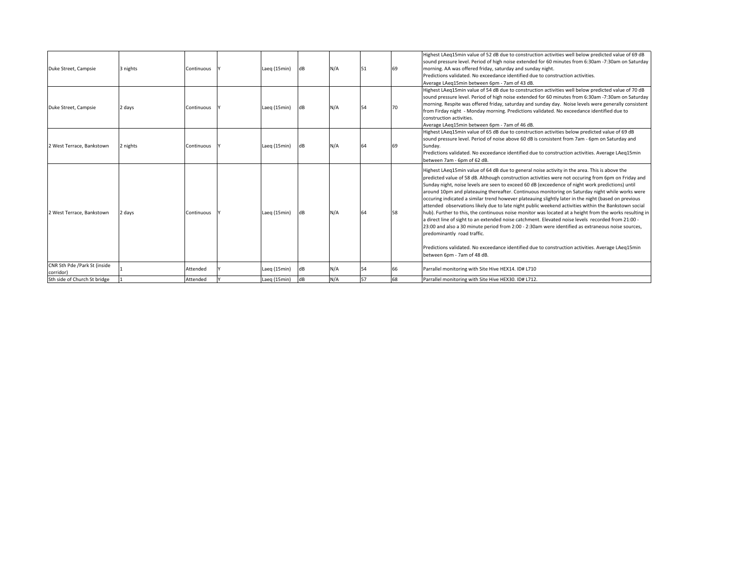| | | | | | | | | | |
|---|---|---|---|---|---|---|---|---|---|
| Duke Street, Campsie | 3 nights | Continuous | Y | Laeq (15min) | dB | N/A | 51 | 69 | Highest LAeq15min value of 52 dB due to construction activities well below predicted value of 69 dB sound pressure level. Period of high noise extended for 60 minutes from 6:30am -7:30am on Saturday morning. AA was offered friday, saturday and sunday night. Predictions validated. No exceedance identified due to construction activities. Average LAeq15min between 6pm - 7am of 43 dB. |
| Duke Street, Campsie | 2 days | Continuous | Y | Laeq (15min) | dB | N/A | 54 | 70 | Highest LAeq15min value of 54 dB due to construction activities well below predicted value of 70 dB sound pressure level. Period of high noise extended for 60 minutes from 6:30am -7:30am on Saturday morning. Respite was offered friday, saturday and sunday day. Noise levels were generally consistent from Firday night - Monday morning. Predictions validated. No exceedance identified due to construction activities. Average LAeq15min between 6pm - 7am of 46 dB. |
| 2 West Terrace, Bankstown | 2 nights | Continuous | Y | Laeq (15min) | dB | N/A | 64 | 69 | Highest LAeq15min value of 65 dB due to construction activities below predicted value of 69 dB sound pressure level. Period of noise above 60 dB is consistent from 7am - 6pm on Saturday and Sunday. Predictions validated. No exceedance identified due to construction activities. Average LAeq15min between 7am - 6pm of 62 dB. |
| 2 West Terrace, Bankstown | 2 days | Continuous | Y | Laeq (15min) | dB | N/A | 64 | 58 | Highest LAeq15min value of 64 dB due to general noise activity in the area. This is above the predicted value of 58 dB. Although construction activities were not occuring from 6pm on Friday and Sunday night, noise levels are seen to exceed 60 dB (exceedence of night work predictions) until around 10pm and plateauing thereafter. Continuous monitoring on Saturday night while works were occuring indicated a similar trend however plateauing slightly later in the night (based on previous attended observations likely due to late night public weekend activities within the Bankstown social hub). Further to this, the continuous noise monitor was located at a height from the works resulting in a direct line of sight to an extended noise catchment. Elevated noise levels recorded from 21:00 - 23:00 and also a 30 minute period from 2:00 - 2:30am were identified as extraneous noise sources, predominantly road traffic.<br><br>Predictions validated. No exceedance identified due to construction activities. Average LAeq15min between 6pm - 7am of 48 dB. |
| CNR Sth Pde /Park St (inside corridor) | 1 | Attended | Y | Laeq (15min) | dB | N/A | 54 | 66 | Parrallel monitoring with Site Hive HEX14. ID# L710 |
| Sth side of Church St bridge | 1 | Attended | Y | Laeq (15min) | dB | N/A | 57 | 68 | Parrallel monitoring with Site Hive HEX30. ID# L712. |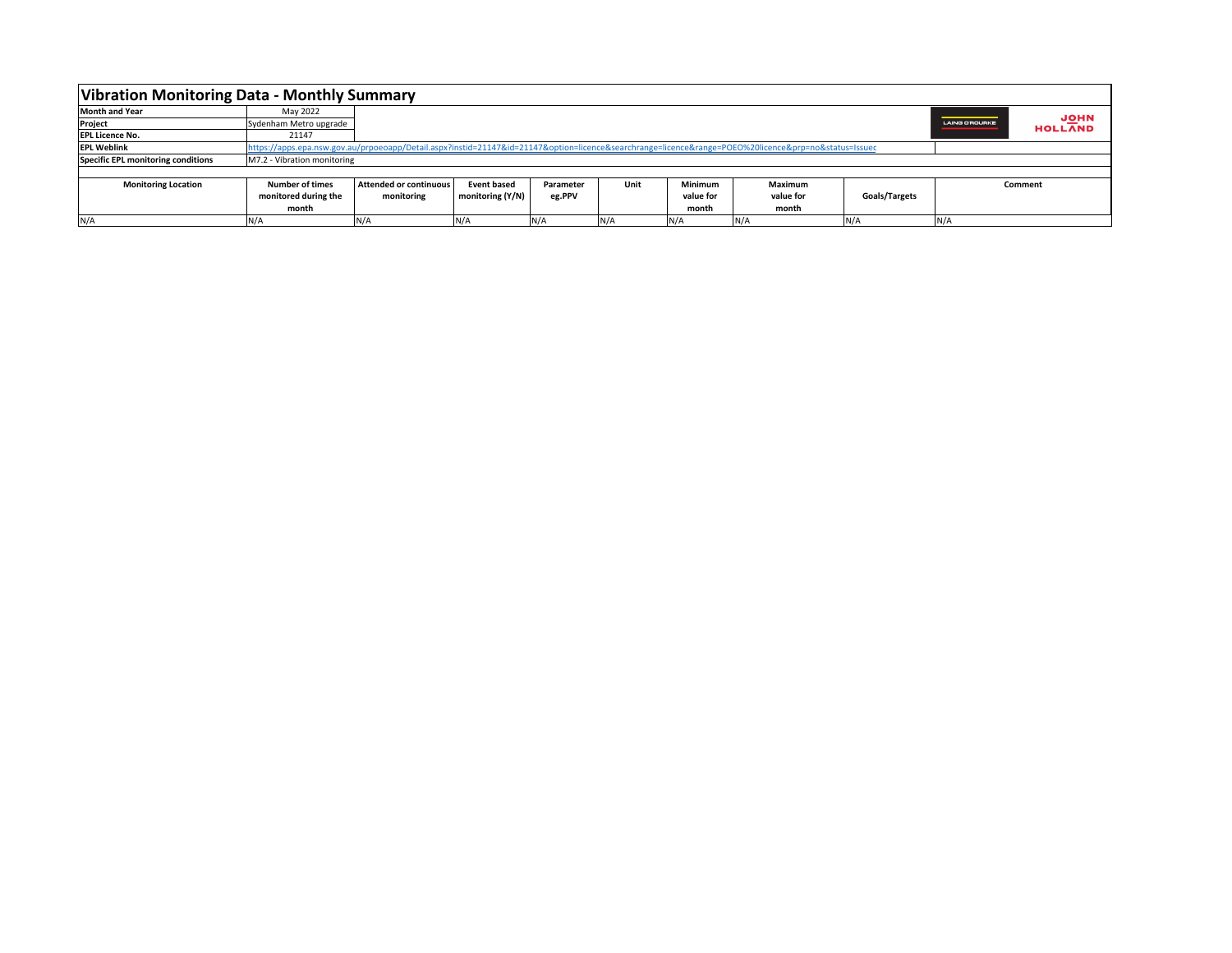# Vibration Monitoring Data - Monthly Summary

| | |
|---|---|
| **Month and Year** | May 2022 |
| **Project** | Sydenham Metro upgrade |
| **EPL Licence No.** | 21147 |
| **EPL Weblink** | https://apps.epa.nsw.gov.au/prpoeoapp/Detail.aspx?instid=21147&id=21147&option=licence&searchrange=licence&range=POEO%20licence&prp=no&status=Issued |
| **Specific EPL monitoring conditions** | M7.2 - Vibration monitoring |

LAING O'ROURKE | JOHN HOLLAND

| Monitoring Location | Number of times monitored during the month | Attended or continuous monitoring | Event based monitoring (Y/N) | Parameter eg.PPV | Unit | Minimum value for month | Maximum value for month | Goals/Targets | Comment |
|---|---|---|---|---|---|---|---|---|---|
| N/A | N/A | N/A | N/A | N/A | N/A | N/A | N/A | N/A | N/A |